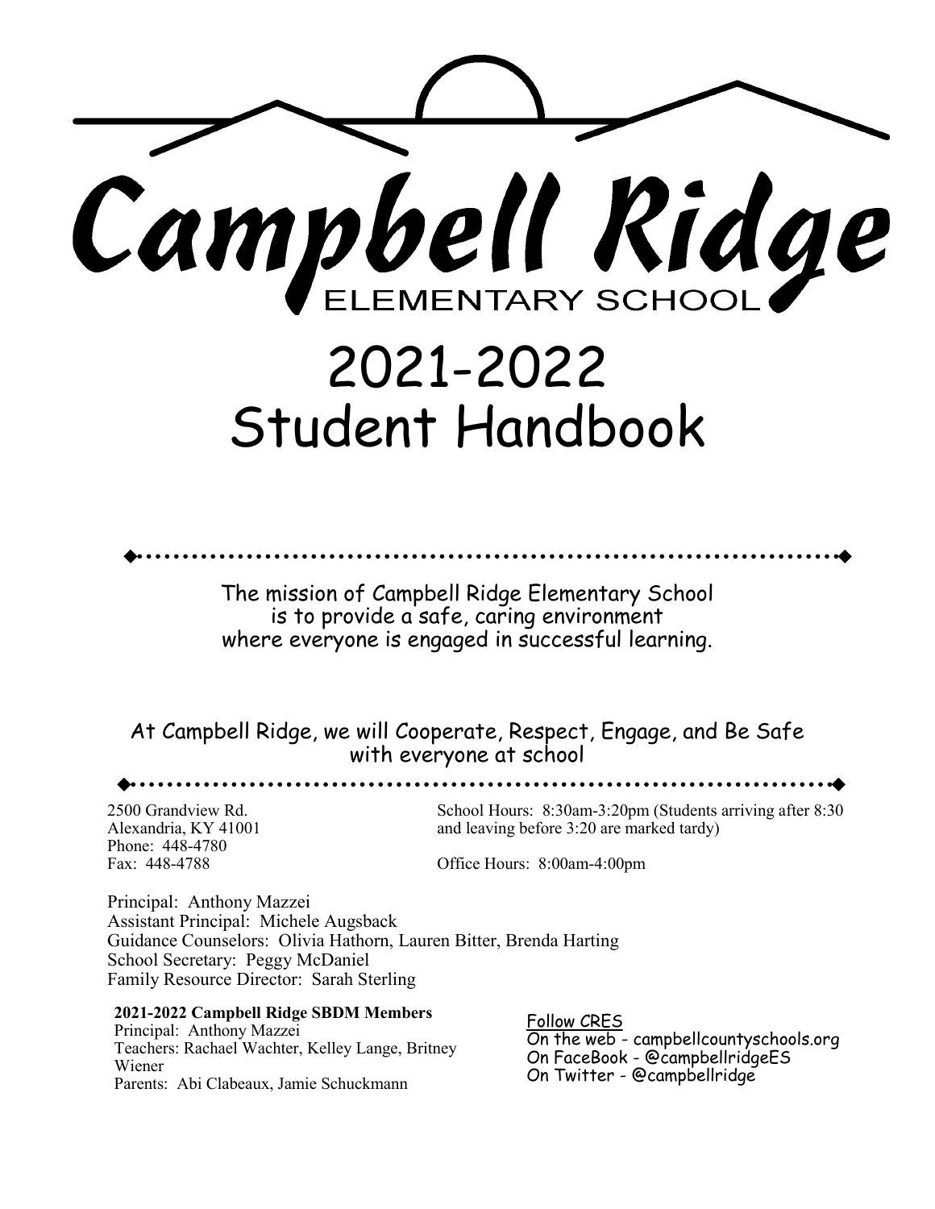# Campbell Ridge

ELEMENTARY SCHOOL

# 2021-2022 Student Handbook

The mission of Campbell Ridge Elementary School is to provide a safe, caring environment where everyone is engaged in successful learning.

At Campbell Ridge, we will Cooperate, Respect, Engage, and Be Safe with everyone at school

2500 Grandview Rd.
Alexandria, KY 41001
Phone: 448-4780
Fax: 448-4788

School Hours: 8:30am-3:20pm (Students arriving after 8:30 and leaving before 3:20 are marked tardy)

Office Hours: 8:00am-4:00pm

Principal: Anthony Mazzei
Assistant Principal: Michele Augsback
Guidance Counselors: Olivia Hathorn, Lauren Bitter, Brenda Harting
School Secretary: Peggy McDaniel
Family Resource Director: Sarah Sterling

**2021-2022 Campbell Ridge SBDM Members**
Principal: Anthony Mazzei
Teachers: Rachael Wachter, Kelley Lange, Britney Wiener
Parents: Abi Clabeaux, Jamie Schuckmann

Follow CRES
On the web - campbellcountyschools.org
On FaceBook - @campbellridgeES
On Twitter - @campbellridge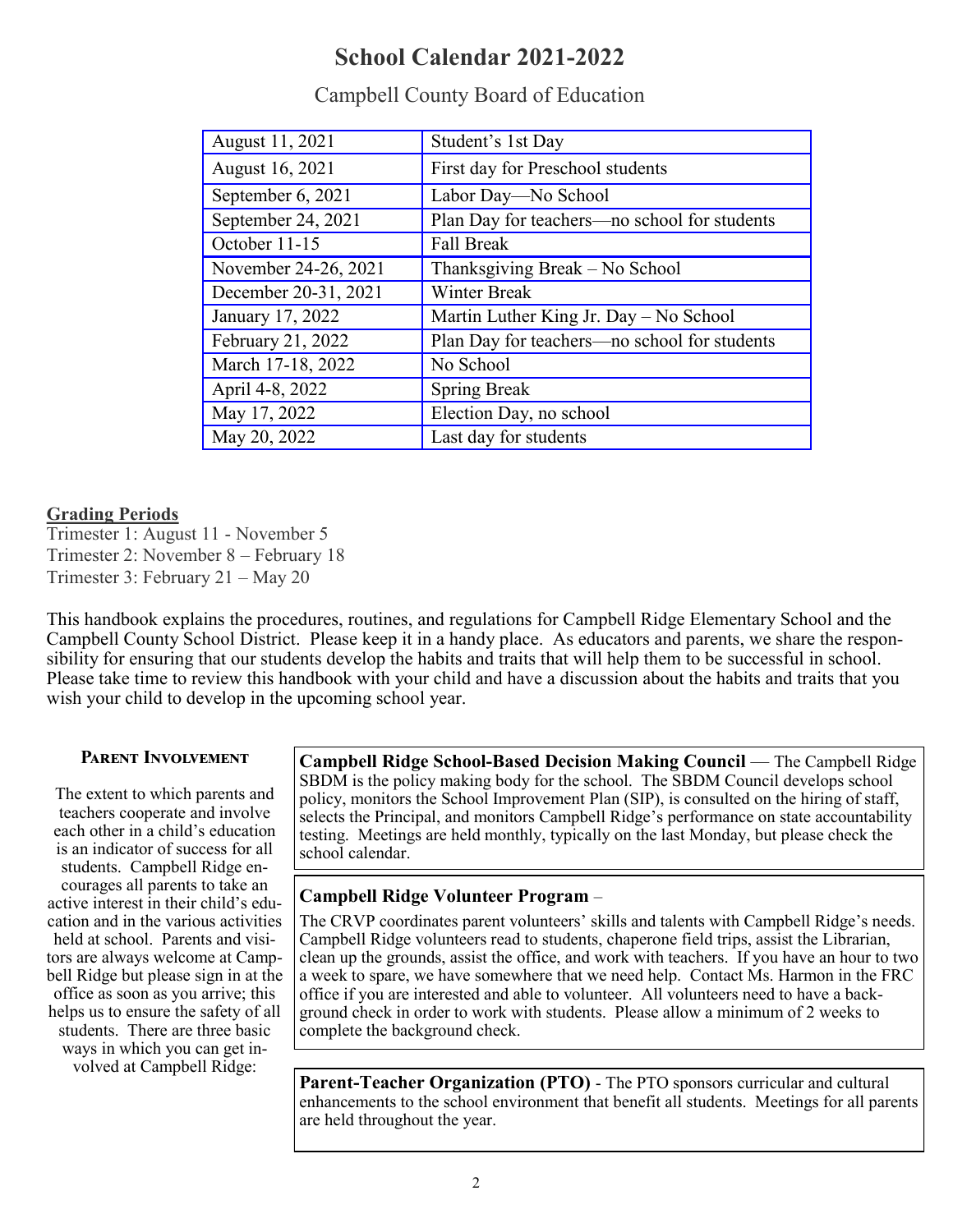# School Calendar 2021-2022

Campbell County Board of Education

| | |
|---|---|
| August 11, 2021 | Student's 1st Day |
| August 16, 2021 | First day for Preschool students |
| September 6, 2021 | Labor Day—No School |
| September 24, 2021 | Plan Day for teachers—no school for students |
| October 11-15 | Fall Break |
| November 24-26, 2021 | Thanksgiving Break – No School |
| December 20-31, 2021 | Winter Break |
| January 17, 2022 | Martin Luther King Jr. Day – No School |
| February 21, 2022 | Plan Day for teachers—no school for students |
| March 17-18, 2022 | No School |
| April 4-8, 2022 | Spring Break |
| May 17, 2022 | Election Day, no school |
| May 20, 2022 | Last day for students |

**Grading Periods**

Trimester 1: August 11 - November 5
Trimester 2: November 8 – February 18
Trimester 3: February 21 – May 20

This handbook explains the procedures, routines, and regulations for Campbell Ridge Elementary School and the Campbell County School District. Please keep it in a handy place. As educators and parents, we share the responsibility for ensuring that our students develop the habits and traits that will help them to be successful in school. Please take time to review this handbook with your child and have a discussion about the habits and traits that you wish your child to develop in the upcoming school year.

## Parent Involvement

The extent to which parents and teachers cooperate and involve each other in a child's education is an indicator of success for all students. Campbell Ridge encourages all parents to take an active interest in their child's education and in the various activities held at school. Parents and visitors are always welcome at Campbell Ridge but please sign in at the office as soon as you arrive; this helps us to ensure the safety of all students. There are three basic ways in which you can get involved at Campbell Ridge:

**Campbell Ridge School-Based Decision Making Council** — The Campbell Ridge SBDM is the policy making body for the school. The SBDM Council develops school policy, monitors the School Improvement Plan (SIP), is consulted on the hiring of staff, selects the Principal, and monitors Campbell Ridge's performance on state accountability testing. Meetings are held monthly, typically on the last Monday, but please check the school calendar.

**Campbell Ridge Volunteer Program** –

The CRVP coordinates parent volunteers' skills and talents with Campbell Ridge's needs. Campbell Ridge volunteers read to students, chaperone field trips, assist the Librarian, clean up the grounds, assist the office, and work with teachers. If you have an hour to two a week to spare, we have somewhere that we need help. Contact Ms. Harmon in the FRC office if you are interested and able to volunteer. All volunteers need to have a background check in order to work with students. Please allow a minimum of 2 weeks to complete the background check.

**Parent-Teacher Organization (PTO)** - The PTO sponsors curricular and cultural enhancements to the school environment that benefit all students. Meetings for all parents are held throughout the year.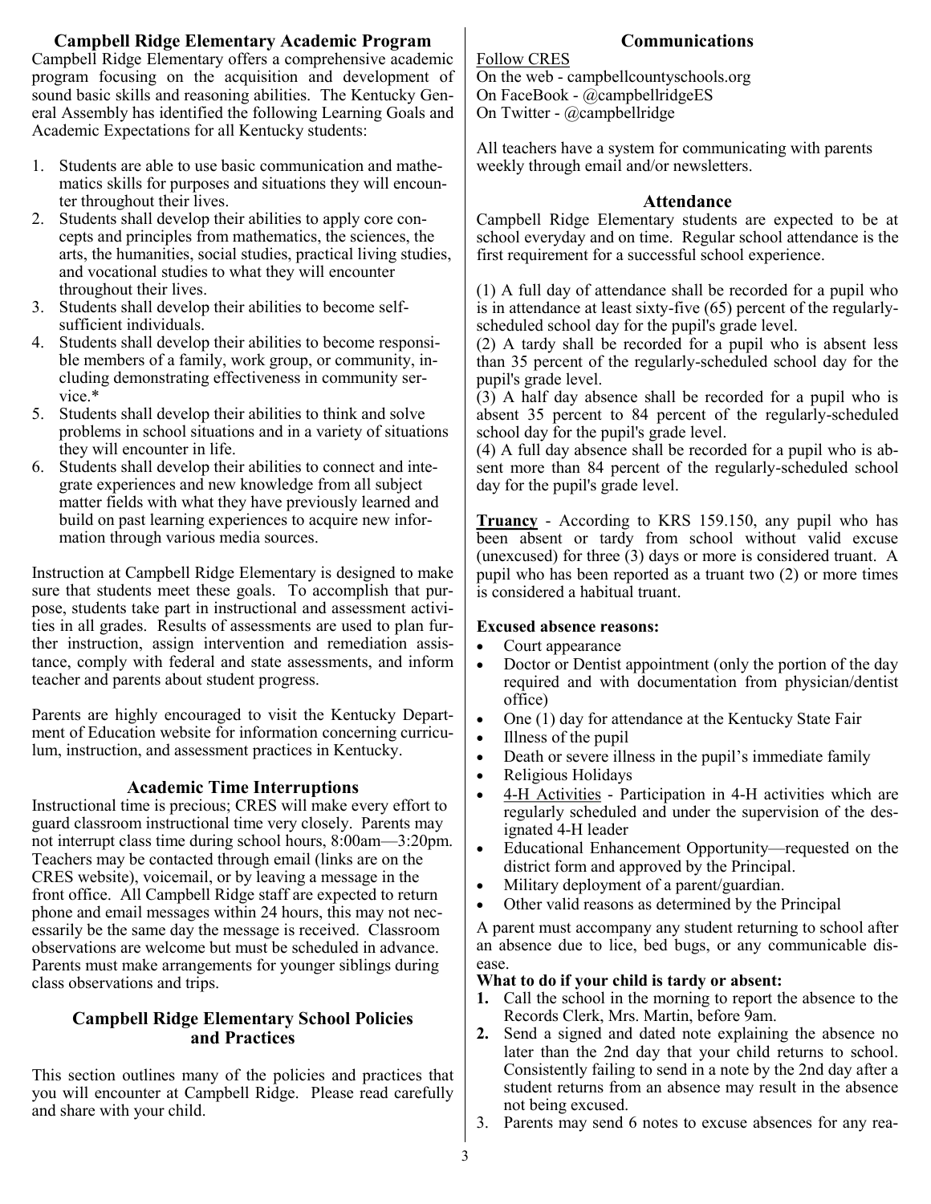## Campbell Ridge Elementary Academic Program

Campbell Ridge Elementary offers a comprehensive academic program focusing on the acquisition and development of sound basic skills and reasoning abilities. The Kentucky General Assembly has identified the following Learning Goals and Academic Expectations for all Kentucky students:

1. Students are able to use basic communication and mathematics skills for purposes and situations they will encounter throughout their lives.
2. Students shall develop their abilities to apply core concepts and principles from mathematics, the sciences, the arts, the humanities, social studies, practical living studies, and vocational studies to what they will encounter throughout their lives.
3. Students shall develop their abilities to become self-sufficient individuals.
4. Students shall develop their abilities to become responsible members of a family, work group, or community, including demonstrating effectiveness in community service.*
5. Students shall develop their abilities to think and solve problems in school situations and in a variety of situations they will encounter in life.
6. Students shall develop their abilities to connect and integrate experiences and new knowledge from all subject matter fields with what they have previously learned and build on past learning experiences to acquire new information through various media sources.

Instruction at Campbell Ridge Elementary is designed to make sure that students meet these goals. To accomplish that purpose, students take part in instructional and assessment activities in all grades. Results of assessments are used to plan further instruction, assign intervention and remediation assistance, comply with federal and state assessments, and inform teacher and parents about student progress.

Parents are highly encouraged to visit the Kentucky Department of Education website for information concerning curriculum, instruction, and assessment practices in Kentucky.

## Academic Time Interruptions

Instructional time is precious; CRES will make every effort to guard classroom instructional time very closely. Parents may not interrupt class time during school hours, 8:00am—3:20pm. Teachers may be contacted through email (links are on the CRES website), voicemail, or by leaving a message in the front office. All Campbell Ridge staff are expected to return phone and email messages within 24 hours, this may not necessarily be the same day the message is received. Classroom observations are welcome but must be scheduled in advance. Parents must make arrangements for younger siblings during class observations and trips.

## Campbell Ridge Elementary School Policies and Practices

This section outlines many of the policies and practices that you will encounter at Campbell Ridge. Please read carefully and share with your child.

## Communications

Follow CRES
On the web - campbellcountyschools.org
On FaceBook - @campbellridgeES
On Twitter - @campbellridge

All teachers have a system for communicating with parents weekly through email and/or newsletters.

## Attendance

Campbell Ridge Elementary students are expected to be at school everyday and on time. Regular school attendance is the first requirement for a successful school experience.

(1) A full day of attendance shall be recorded for a pupil who is in attendance at least sixty-five (65) percent of the regularly-scheduled school day for the pupil's grade level.
(2) A tardy shall be recorded for a pupil who is absent less than 35 percent of the regularly-scheduled school day for the pupil's grade level.
(3) A half day absence shall be recorded for a pupil who is absent 35 percent to 84 percent of the regularly-scheduled school day for the pupil's grade level.
(4) A full day absence shall be recorded for a pupil who is absent more than 84 percent of the regularly-scheduled school day for the pupil's grade level.

**Truancy** - According to KRS 159.150, any pupil who has been absent or tardy from school without valid excuse (unexcused) for three (3) days or more is considered truant. A pupil who has been reported as a truant two (2) or more times is considered a habitual truant.

**Excused absence reasons:**

- Court appearance
- Doctor or Dentist appointment (only the portion of the day required and with documentation from physician/dentist office)
- One (1) day for attendance at the Kentucky State Fair
- Illness of the pupil
- Death or severe illness in the pupil's immediate family
- Religious Holidays
- 4-H Activities - Participation in 4-H activities which are regularly scheduled and under the supervision of the designated 4-H leader
- Educational Enhancement Opportunity—requested on the district form and approved by the Principal.
- Military deployment of a parent/guardian.
- Other valid reasons as determined by the Principal

A parent must accompany any student returning to school after an absence due to lice, bed bugs, or any communicable disease.

**What to do if your child is tardy or absent:**

1. Call the school in the morning to report the absence to the Records Clerk, Mrs. Martin, before 9am.
2. Send a signed and dated note explaining the absence no later than the 2nd day that your child returns to school. Consistently failing to send in a note by the 2nd day after a student returns from an absence may result in the absence not being excused.
3. Parents may send 6 notes to excuse absences for any rea-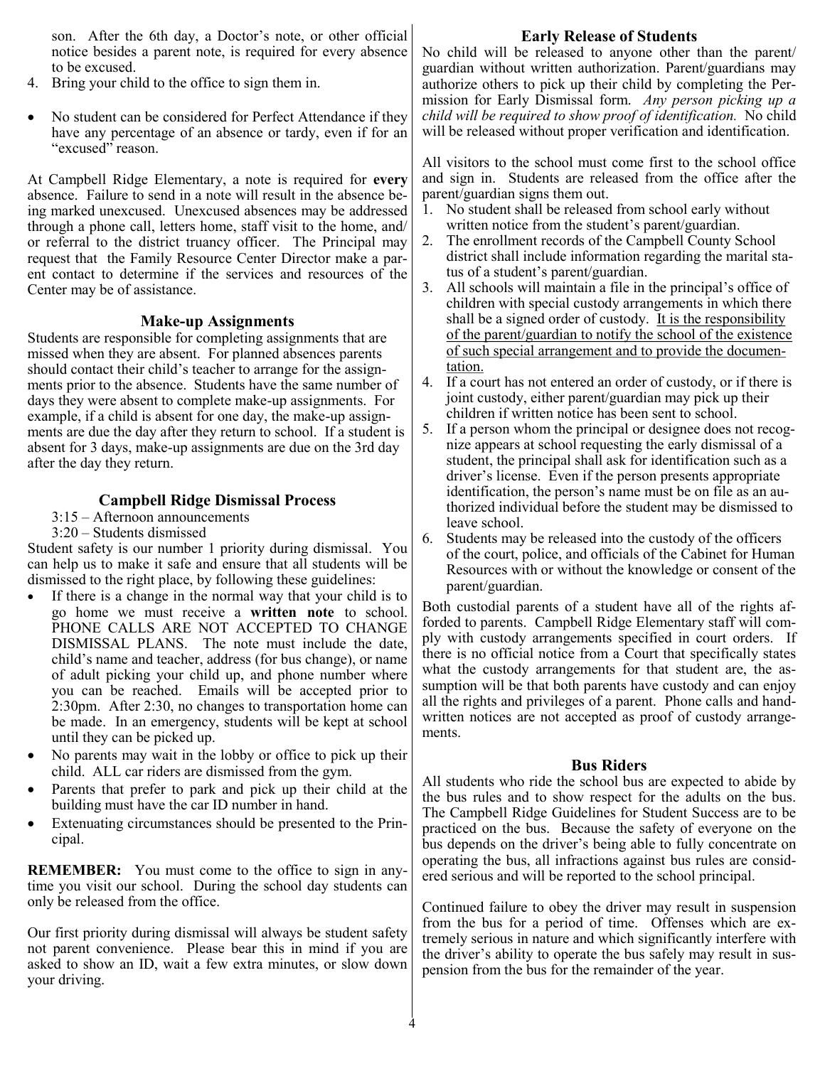son. After the 6th day, a Doctor's note, or other official notice besides a parent note, is required for every absence to be excused.

4. Bring your child to the office to sign them in.

- No student can be considered for Perfect Attendance if they have any percentage of an absence or tardy, even if for an "excused" reason.

At Campbell Ridge Elementary, a note is required for **every** absence. Failure to send in a note will result in the absence being marked unexcused. Unexcused absences may be addressed through a phone call, letters home, staff visit to the home, and/or referral to the district truancy officer. The Principal may request that the Family Resource Center Director make a parent contact to determine if the services and resources of the Center may be of assistance.

### Make-up Assignments

Students are responsible for completing assignments that are missed when they are absent. For planned absences parents should contact their child's teacher to arrange for the assignments prior to the absence. Students have the same number of days they were absent to complete make-up assignments. For example, if a child is absent for one day, the make-up assignments are due the day after they return to school. If a student is absent for 3 days, make-up assignments are due on the 3rd day after the day they return.

### Campbell Ridge Dismissal Process

3:15 – Afternoon announcements
3:20 – Students dismissed

Student safety is our number 1 priority during dismissal. You can help us to make it safe and ensure that all students will be dismissed to the right place, by following these guidelines:

- If there is a change in the normal way that your child is to go home we must receive a **written note** to school. PHONE CALLS ARE NOT ACCEPTED TO CHANGE DISMISSAL PLANS. The note must include the date, child's name and teacher, address (for bus change), or name of adult picking your child up, and phone number where you can be reached. Emails will be accepted prior to 2:30pm. After 2:30, no changes to transportation home can be made. In an emergency, students will be kept at school until they can be picked up.
- No parents may wait in the lobby or office to pick up their child. ALL car riders are dismissed from the gym.
- Parents that prefer to park and pick up their child at the building must have the car ID number in hand.
- Extenuating circumstances should be presented to the Principal.

**REMEMBER:** You must come to the office to sign in anytime you visit our school. During the school day students can only be released from the office.

Our first priority during dismissal will always be student safety not parent convenience. Please bear this in mind if you are asked to show an ID, wait a few extra minutes, or slow down your driving.

### Early Release of Students

No child will be released to anyone other than the parent/guardian without written authorization. Parent/guardians may authorize others to pick up their child by completing the Permission for Early Dismissal form. *Any person picking up a child will be required to show proof of identification.* No child will be released without proper verification and identification.

All visitors to the school must come first to the school office and sign in. Students are released from the office after the parent/guardian signs them out.

1. No student shall be released from school early without written notice from the student's parent/guardian.
2. The enrollment records of the Campbell County School district shall include information regarding the marital status of a student's parent/guardian.
3. All schools will maintain a file in the principal's office of children with special custody arrangements in which there shall be a signed order of custody. <u>It is the responsibility of the parent/guardian to notify the school of the existence of such special arrangement and to provide the documentation.</u>
4. If a court has not entered an order of custody, or if there is joint custody, either parent/guardian may pick up their children if written notice has been sent to school.
5. If a person whom the principal or designee does not recognize appears at school requesting the early dismissal of a student, the principal shall ask for identification such as a driver's license. Even if the person presents appropriate identification, the person's name must be on file as an authorized individual before the student may be dismissed to leave school.
6. Students may be released into the custody of the officers of the court, police, and officials of the Cabinet for Human Resources with or without the knowledge or consent of the parent/guardian.

Both custodial parents of a student have all of the rights afforded to parents. Campbell Ridge Elementary staff will comply with custody arrangements specified in court orders. If there is no official notice from a Court that specifically states what the custody arrangements for that student are, the assumption will be that both parents have custody and can enjoy all the rights and privileges of a parent. Phone calls and handwritten notices are not accepted as proof of custody arrangements.

### Bus Riders

All students who ride the school bus are expected to abide by the bus rules and to show respect for the adults on the bus. The Campbell Ridge Guidelines for Student Success are to be practiced on the bus. Because the safety of everyone on the bus depends on the driver's being able to fully concentrate on operating the bus, all infractions against bus rules are considered serious and will be reported to the school principal.

Continued failure to obey the driver may result in suspension from the bus for a period of time. Offenses which are extremely serious in nature and which significantly interfere with the driver's ability to operate the bus safely may result in suspension from the bus for the remainder of the year.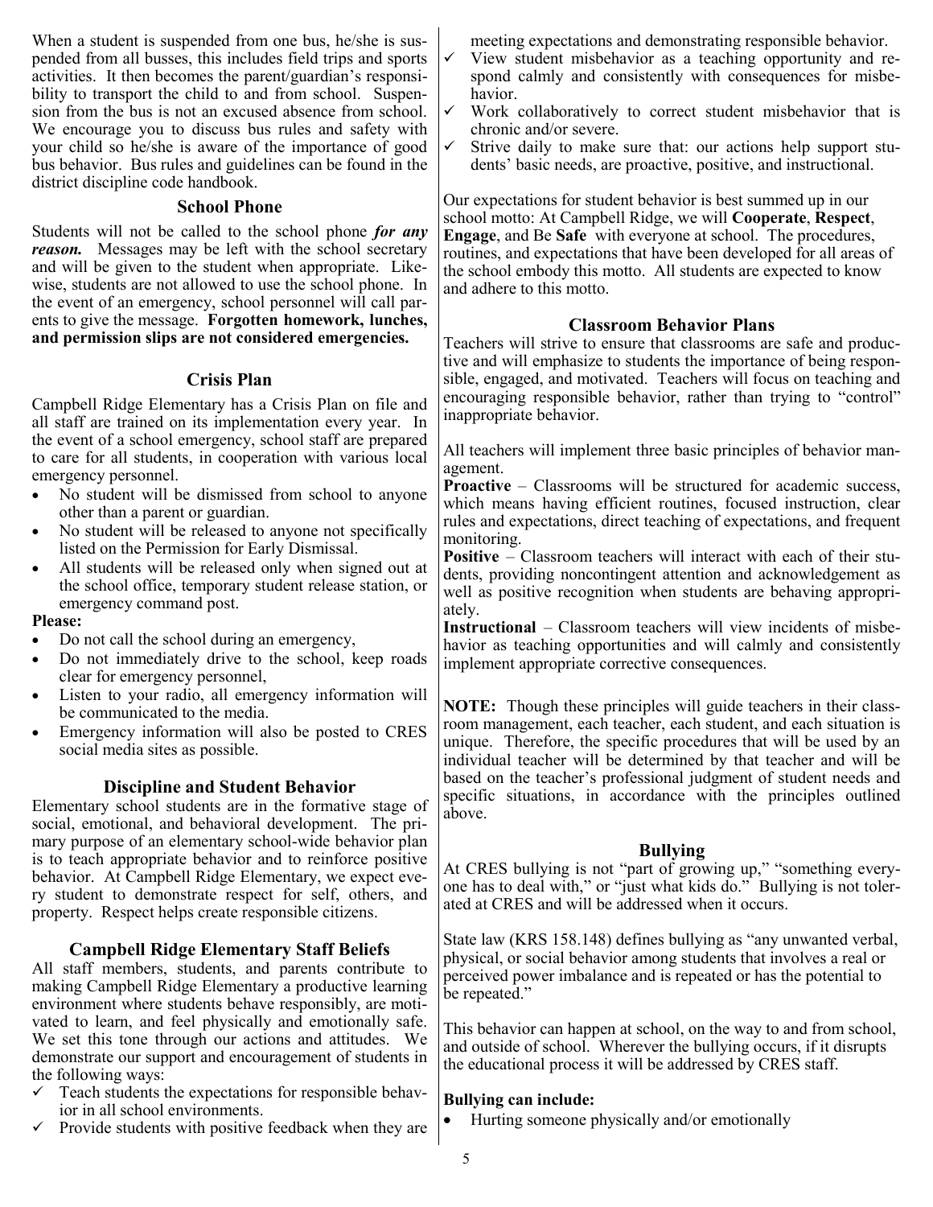When a student is suspended from one bus, he/she is suspended from all busses, this includes field trips and sports activities. It then becomes the parent/guardian's responsibility to transport the child to and from school. Suspension from the bus is not an excused absence from school. We encourage you to discuss bus rules and safety with your child so he/she is aware of the importance of good bus behavior. Bus rules and guidelines can be found in the district discipline code handbook.

## School Phone

Students will not be called to the school phone ***for any reason.*** Messages may be left with the school secretary and will be given to the student when appropriate. Likewise, students are not allowed to use the school phone. In the event of an emergency, school personnel will call parents to give the message. **Forgotten homework, lunches, and permission slips are not considered emergencies.**

## Crisis Plan

Campbell Ridge Elementary has a Crisis Plan on file and all staff are trained on its implementation every year. In the event of a school emergency, school staff are prepared to care for all students, in cooperation with various local emergency personnel.

- No student will be dismissed from school to anyone other than a parent or guardian.
- No student will be released to anyone not specifically listed on the Permission for Early Dismissal.
- All students will be released only when signed out at the school office, temporary student release station, or emergency command post.

**Please:**

- Do not call the school during an emergency,
- Do not immediately drive to the school, keep roads clear for emergency personnel,
- Listen to your radio, all emergency information will be communicated to the media.
- Emergency information will also be posted to CRES social media sites as possible.

## Discipline and Student Behavior

Elementary school students are in the formative stage of social, emotional, and behavioral development. The primary purpose of an elementary school-wide behavior plan is to teach appropriate behavior and to reinforce positive behavior. At Campbell Ridge Elementary, we expect every student to demonstrate respect for self, others, and property. Respect helps create responsible citizens.

## Campbell Ridge Elementary Staff Beliefs

All staff members, students, and parents contribute to making Campbell Ridge Elementary a productive learning environment where students behave responsibly, are motivated to learn, and feel physically and emotionally safe. We set this tone through our actions and attitudes. We demonstrate our support and encouragement of students in the following ways:

- ✓ Teach students the expectations for responsible behavior in all school environments.
- ✓ Provide students with positive feedback when they are meeting expectations and demonstrating responsible behavior.
- ✓ View student misbehavior as a teaching opportunity and respond calmly and consistently with consequences for misbehavior.
- ✓ Work collaboratively to correct student misbehavior that is chronic and/or severe.
- ✓ Strive daily to make sure that: our actions help support students' basic needs, are proactive, positive, and instructional.

Our expectations for student behavior is best summed up in our school motto: At Campbell Ridge, we will **Cooperate**, **Respect**, **Engage**, and Be **Safe** with everyone at school. The procedures, routines, and expectations that have been developed for all areas of the school embody this motto. All students are expected to know and adhere to this motto.

## Classroom Behavior Plans

Teachers will strive to ensure that classrooms are safe and productive and will emphasize to students the importance of being responsible, engaged, and motivated. Teachers will focus on teaching and encouraging responsible behavior, rather than trying to "control" inappropriate behavior.

All teachers will implement three basic principles of behavior management.

**Proactive** – Classrooms will be structured for academic success, which means having efficient routines, focused instruction, clear rules and expectations, direct teaching of expectations, and frequent monitoring.

**Positive** – Classroom teachers will interact with each of their students, providing noncontingent attention and acknowledgement as well as positive recognition when students are behaving appropriately.

**Instructional** – Classroom teachers will view incidents of misbehavior as teaching opportunities and will calmly and consistently implement appropriate corrective consequences.

**NOTE:** Though these principles will guide teachers in their classroom management, each teacher, each student, and each situation is unique. Therefore, the specific procedures that will be used by an individual teacher will be determined by that teacher and will be based on the teacher's professional judgment of student needs and specific situations, in accordance with the principles outlined above.

## Bullying

At CRES bullying is not "part of growing up," "something everyone has to deal with," or "just what kids do." Bullying is not tolerated at CRES and will be addressed when it occurs.

State law (KRS 158.148) defines bullying as "any unwanted verbal, physical, or social behavior among students that involves a real or perceived power imbalance and is repeated or has the potential to be repeated."

This behavior can happen at school, on the way to and from school, and outside of school. Wherever the bullying occurs, if it disrupts the educational process it will be addressed by CRES staff.

**Bullying can include:**

- Hurting someone physically and/or emotionally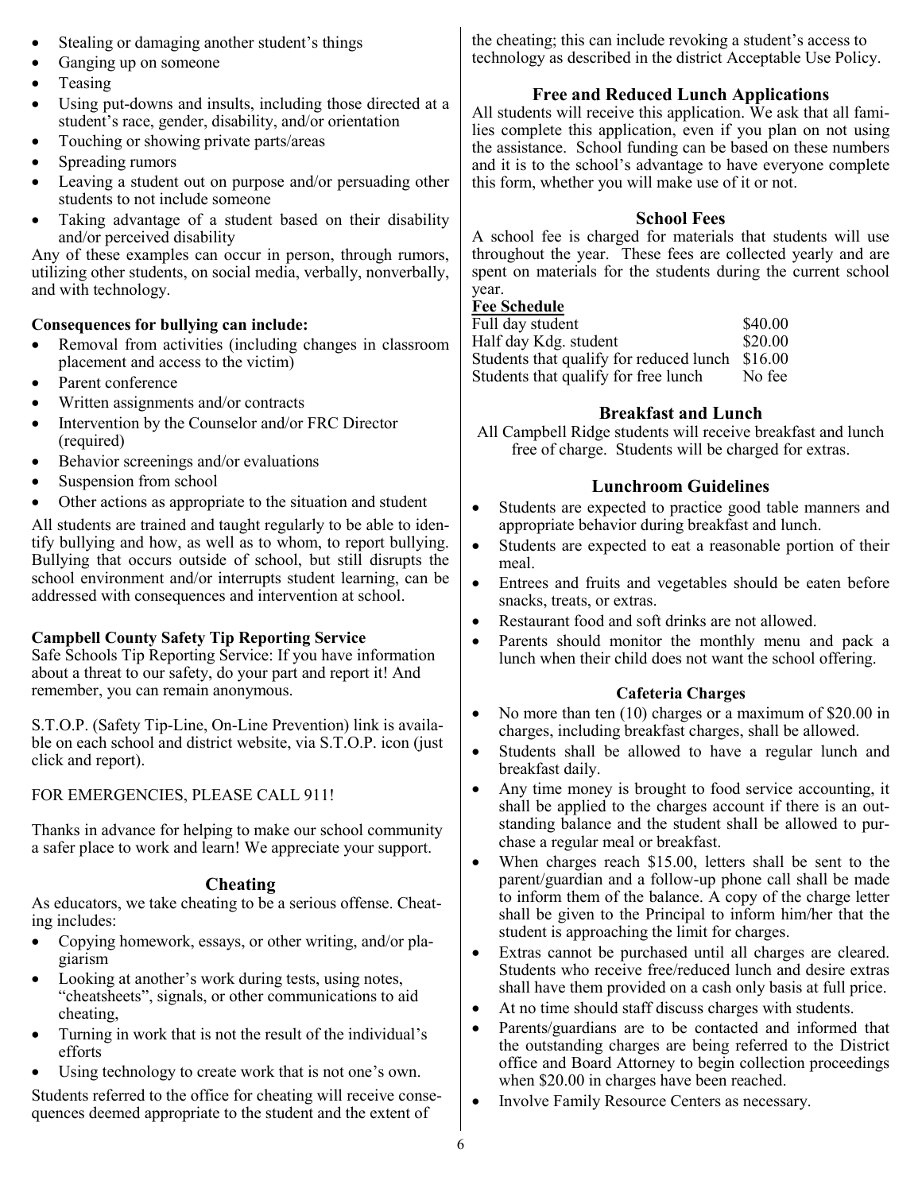- Stealing or damaging another student's things
- Ganging up on someone
- Teasing
- Using put-downs and insults, including those directed at a student's race, gender, disability, and/or orientation
- Touching or showing private parts/areas
- Spreading rumors
- Leaving a student out on purpose and/or persuading other students to not include someone
- Taking advantage of a student based on their disability and/or perceived disability

Any of these examples can occur in person, through rumors, utilizing other students, on social media, verbally, nonverbally, and with technology.

**Consequences for bullying can include:**

- Removal from activities (including changes in classroom placement and access to the victim)
- Parent conference
- Written assignments and/or contracts
- Intervention by the Counselor and/or FRC Director (required)
- Behavior screenings and/or evaluations
- Suspension from school
- Other actions as appropriate to the situation and student

All students are trained and taught regularly to be able to identify bullying and how, as well as to whom, to report bullying. Bullying that occurs outside of school, but still disrupts the school environment and/or interrupts student learning, can be addressed with consequences and intervention at school.

**Campbell County Safety Tip Reporting Service**

Safe Schools Tip Reporting Service: If you have information about a threat to our safety, do your part and report it! And remember, you can remain anonymous.

S.T.O.P. (Safety Tip-Line, On-Line Prevention) link is available on each school and district website, via S.T.O.P. icon (just click and report).

FOR EMERGENCIES, PLEASE CALL 911!

Thanks in advance for helping to make our school community a safer place to work and learn! We appreciate your support.

## Cheating

As educators, we take cheating to be a serious offense. Cheating includes:

- Copying homework, essays, or other writing, and/or plagiarism
- Looking at another's work during tests, using notes, "cheatsheets", signals, or other communications to aid cheating,
- Turning in work that is not the result of the individual's efforts
- Using technology to create work that is not one's own.

Students referred to the office for cheating will receive consequences deemed appropriate to the student and the extent of the cheating; this can include revoking a student's access to technology as described in the district Acceptable Use Policy.

## Free and Reduced Lunch Applications

All students will receive this application. We ask that all families complete this application, even if you plan on not using the assistance. School funding can be based on these numbers and it is to the school's advantage to have everyone complete this form, whether you will make use of it or not.

### School Fees

A school fee is charged for materials that students will use throughout the year. These fees are collected yearly and are spent on materials for the students during the current school year.

**Fee Schedule**

| | |
|---|---|
| Full day student | $40.00 |
| Half day Kdg. student | $20.00 |
| Students that qualify for reduced lunch | $16.00 |
| Students that qualify for free lunch | No fee |

## Breakfast and Lunch

All Campbell Ridge students will receive breakfast and lunch free of charge. Students will be charged for extras.

## Lunchroom Guidelines

- Students are expected to practice good table manners and appropriate behavior during breakfast and lunch.
- Students are expected to eat a reasonable portion of their meal.
- Entrees and fruits and vegetables should be eaten before snacks, treats, or extras.
- Restaurant food and soft drinks are not allowed.
- Parents should monitor the monthly menu and pack a lunch when their child does not want the school offering.

### Cafeteria Charges

- No more than ten (10) charges or a maximum of $20.00 in charges, including breakfast charges, shall be allowed.
- Students shall be allowed to have a regular lunch and breakfast daily.
- Any time money is brought to food service accounting, it shall be applied to the charges account if there is an outstanding balance and the student shall be allowed to purchase a regular meal or breakfast.
- When charges reach $15.00, letters shall be sent to the parent/guardian and a follow-up phone call shall be made to inform them of the balance. A copy of the charge letter shall be given to the Principal to inform him/her that the student is approaching the limit for charges.
- Extras cannot be purchased until all charges are cleared. Students who receive free/reduced lunch and desire extras shall have them provided on a cash only basis at full price.
- At no time should staff discuss charges with students.
- Parents/guardians are to be contacted and informed that the outstanding charges are being referred to the District office and Board Attorney to begin collection proceedings when $20.00 in charges have been reached.
- Involve Family Resource Centers as necessary.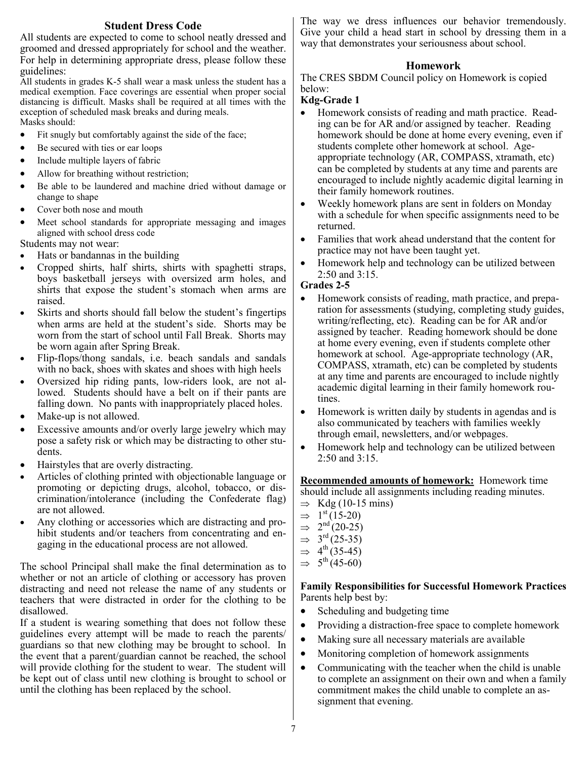## Student Dress Code

All students are expected to come to school neatly dressed and groomed and dressed appropriately for school and the weather. For help in determining appropriate dress, please follow these guidelines:

All students in grades K-5 shall wear a mask unless the student has a medical exemption. Face coverings are essential when proper social distancing is difficult. Masks shall be required at all times with the exception of scheduled mask breaks and during meals.

Masks should:

- Fit snugly but comfortably against the side of the face;
- Be secured with ties or ear loops
- Include multiple layers of fabric
- Allow for breathing without restriction;
- Be able to be laundered and machine dried without damage or change to shape
- Cover both nose and mouth
- Meet school standards for appropriate messaging and images aligned with school dress code

Students may not wear:

- Hats or bandannas in the building
- Cropped shirts, half shirts, shirts with spaghetti straps, boys basketball jerseys with oversized arm holes, and shirts that expose the student's stomach when arms are raised.
- Skirts and shorts should fall below the student's fingertips when arms are held at the student's side. Shorts may be worn from the start of school until Fall Break. Shorts may be worn again after Spring Break.
- Flip-flops/thong sandals, i.e. beach sandals and sandals with no back, shoes with skates and shoes with high heels
- Oversized hip riding pants, low-riders look, are not allowed. Students should have a belt on if their pants are falling down. No pants with inappropriately placed holes.
- Make-up is not allowed.
- Excessive amounts and/or overly large jewelry which may pose a safety risk or which may be distracting to other students.
- Hairstyles that are overly distracting.
- Articles of clothing printed with objectionable language or promoting or depicting drugs, alcohol, tobacco, or discrimination/intolerance (including the Confederate flag) are not allowed.
- Any clothing or accessories which are distracting and prohibit students and/or teachers from concentrating and engaging in the educational process are not allowed.

The school Principal shall make the final determination as to whether or not an article of clothing or accessory has proven distracting and need not release the name of any students or teachers that were distracted in order for the clothing to be disallowed.

If a student is wearing something that does not follow these guidelines every attempt will be made to reach the parents/ guardians so that new clothing may be brought to school. In the event that a parent/guardian cannot be reached, the school will provide clothing for the student to wear. The student will be kept out of class until new clothing is brought to school or until the clothing has been replaced by the school.

The way we dress influences our behavior tremendously. Give your child a head start in school by dressing them in a way that demonstrates your seriousness about school.

## Homework

The CRES SBDM Council policy on Homework is copied below:

**Kdg-Grade 1**

- Homework consists of reading and math practice. Reading can be for AR and/or assigned by teacher. Reading homework should be done at home every evening, even if students complete other homework at school. Age-appropriate technology (AR, COMPASS, xtramath, etc) can be completed by students at any time and parents are encouraged to include nightly academic digital learning in their family homework routines.
- Weekly homework plans are sent in folders on Monday with a schedule for when specific assignments need to be returned.
- Families that work ahead understand that the content for practice may not have been taught yet.
- Homework help and technology can be utilized between 2:50 and 3:15.

**Grades 2-5**

- Homework consists of reading, math practice, and preparation for assessments (studying, completing study guides, writing/reflecting, etc). Reading can be for AR and/or assigned by teacher. Reading homework should be done at home every evening, even if students complete other homework at school. Age-appropriate technology (AR, COMPASS, xtramath, etc) can be completed by students at any time and parents are encouraged to include nightly academic digital learning in their family homework routines.
- Homework is written daily by students in agendas and is also communicated by teachers with families weekly through email, newsletters, and/or webpages.
- Homework help and technology can be utilized between 2:50 and 3:15.

**Recommended amounts of homework:** Homework time should include all assignments including reading minutes.

- ⇒ Kdg (10-15 mins)
- ⇒ 1st (15-20)
- ⇒ 2nd (20-25)
- ⇒ 3rd (25-35)
- ⇒ 4th (35-45)
- ⇒ 5th (45-60)

**Family Responsibilities for Successful Homework Practices**

Parents help best by:

- Scheduling and budgeting time
- Providing a distraction-free space to complete homework
- Making sure all necessary materials are available
- Monitoring completion of homework assignments
- Communicating with the teacher when the child is unable to complete an assignment on their own and when a family commitment makes the child unable to complete an assignment that evening.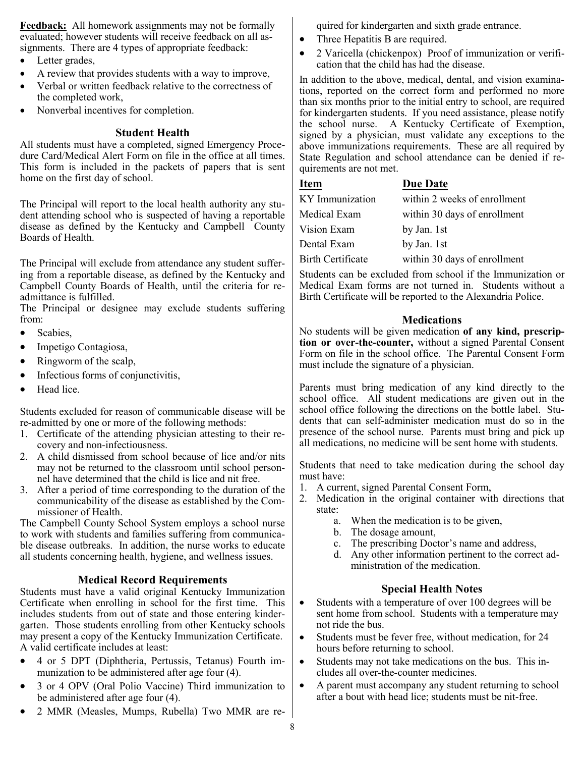**Feedback:** All homework assignments may not be formally evaluated; however students will receive feedback on all assignments. There are 4 types of appropriate feedback:

- Letter grades,
- A review that provides students with a way to improve,
- Verbal or written feedback relative to the correctness of the completed work,
- Nonverbal incentives for completion.

## Student Health

All students must have a completed, signed Emergency Procedure Card/Medical Alert Form on file in the office at all times. This form is included in the packets of papers that is sent home on the first day of school.

The Principal will report to the local health authority any student attending school who is suspected of having a reportable disease as defined by the Kentucky and Campbell County Boards of Health.

The Principal will exclude from attendance any student suffering from a reportable disease, as defined by the Kentucky and Campbell County Boards of Health, until the criteria for re-admittance is fulfilled.

The Principal or designee may exclude students suffering from:

- Scabies,
- Impetigo Contagiosa,
- Ringworm of the scalp,
- Infectious forms of conjunctivitis,
- Head lice.

Students excluded for reason of communicable disease will be re-admitted by one or more of the following methods:

1. Certificate of the attending physician attesting to their recovery and non-infectiousness.
2. A child dismissed from school because of lice and/or nits may not be returned to the classroom until school personnel have determined that the child is lice and nit free.
3. After a period of time corresponding to the duration of the communicability of the disease as established by the Commissioner of Health.

The Campbell County School System employs a school nurse to work with students and families suffering from communicable disease outbreaks. In addition, the nurse works to educate all students concerning health, hygiene, and wellness issues.

## Medical Record Requirements

Students must have a valid original Kentucky Immunization Certificate when enrolling in school for the first time. This includes students from out of state and those entering kindergarten. Those students enrolling from other Kentucky schools may present a copy of the Kentucky Immunization Certificate. A valid certificate includes at least:

- 4 or 5 DPT (Diphtheria, Pertussis, Tetanus) Fourth immunization to be administered after age four (4).
- 3 or 4 OPV (Oral Polio Vaccine) Third immunization to be administered after age four (4).
- 2 MMR (Measles, Mumps, Rubella) Two MMR are required for kindergarten and sixth grade entrance.
- Three Hepatitis B are required.
- 2 Varicella (chickenpox) Proof of immunization or verification that the child has had the disease.

In addition to the above, medical, dental, and vision examinations, reported on the correct form and performed no more than six months prior to the initial entry to school, are required for kindergarten students. If you need assistance, please notify the school nurse. A Kentucky Certificate of Exemption, signed by a physician, must validate any exceptions to the above immunizations requirements. These are all required by State Regulation and school attendance can be denied if requirements are not met.

| Item | Due Date |
|---|---|
| KY Immunization | within 2 weeks of enrollment |
| Medical Exam | within 30 days of enrollment |
| Vision Exam | by Jan. 1st |
| Dental Exam | by Jan. 1st |
| Birth Certificate | within 30 days of enrollment |

Students can be excluded from school if the Immunization or Medical Exam forms are not turned in. Students without a Birth Certificate will be reported to the Alexandria Police.

## Medications

No students will be given medication **of any kind, prescription or over-the-counter,** without a signed Parental Consent Form on file in the school office. The Parental Consent Form must include the signature of a physician.

Parents must bring medication of any kind directly to the school office. All student medications are given out in the school office following the directions on the bottle label. Students that can self-administer medication must do so in the presence of the school nurse. Parents must bring and pick up all medications, no medicine will be sent home with students.

Students that need to take medication during the school day must have:

1. A current, signed Parental Consent Form,
2. Medication in the original container with directions that state:
   a. When the medication is to be given,
   b. The dosage amount,
   c. The prescribing Doctor's name and address,
   d. Any other information pertinent to the correct administration of the medication.

## Special Health Notes

- Students with a temperature of over 100 degrees will be sent home from school. Students with a temperature may not ride the bus.
- Students must be fever free, without medication, for 24 hours before returning to school.
- Students may not take medications on the bus. This includes all over-the-counter medicines.
- A parent must accompany any student returning to school after a bout with head lice; students must be nit-free.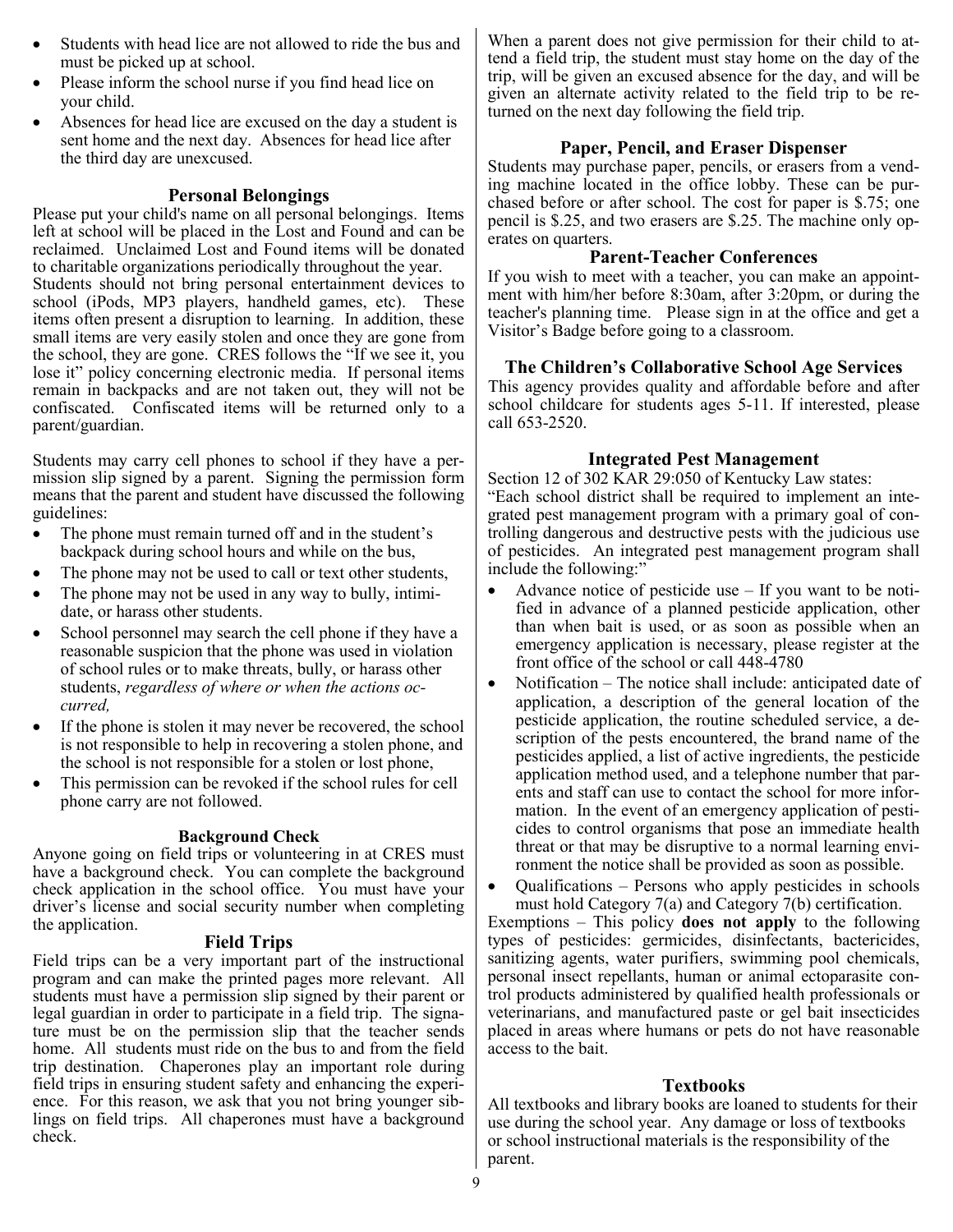- Students with head lice are not allowed to ride the bus and must be picked up at school.
- Please inform the school nurse if you find head lice on your child.
- Absences for head lice are excused on the day a student is sent home and the next day. Absences for head lice after the third day are unexcused.

### Personal Belongings

Please put your child's name on all personal belongings. Items left at school will be placed in the Lost and Found and can be reclaimed. Unclaimed Lost and Found items will be donated to charitable organizations periodically throughout the year. Students should not bring personal entertainment devices to school (iPods, MP3 players, handheld games, etc). These items often present a disruption to learning. In addition, these small items are very easily stolen and once they are gone from the school, they are gone. CRES follows the "If we see it, you lose it" policy concerning electronic media. If personal items remain in backpacks and are not taken out, they will not be confiscated. Confiscated items will be returned only to a parent/guardian.

Students may carry cell phones to school if they have a permission slip signed by a parent. Signing the permission form means that the parent and student have discussed the following guidelines:

- The phone must remain turned off and in the student's backpack during school hours and while on the bus,
- The phone may not be used to call or text other students,
- The phone may not be used in any way to bully, intimidate, or harass other students.
- School personnel may search the cell phone if they have a reasonable suspicion that the phone was used in violation of school rules or to make threats, bully, or harass other students, *regardless of where or when the actions occurred,*
- If the phone is stolen it may never be recovered, the school is not responsible to help in recovering a stolen phone, and the school is not responsible for a stolen or lost phone,
- This permission can be revoked if the school rules for cell phone carry are not followed.

### Background Check

Anyone going on field trips or volunteering in at CRES must have a background check. You can complete the background check application in the school office. You must have your driver's license and social security number when completing the application.

### Field Trips

Field trips can be a very important part of the instructional program and can make the printed pages more relevant. All students must have a permission slip signed by their parent or legal guardian in order to participate in a field trip. The signature must be on the permission slip that the teacher sends home. All students must ride on the bus to and from the field trip destination. Chaperones play an important role during field trips in ensuring student safety and enhancing the experience. For this reason, we ask that you not bring younger siblings on field trips. All chaperones must have a background check.

When a parent does not give permission for their child to attend a field trip, the student must stay home on the day of the trip, will be given an excused absence for the day, and will be given an alternate activity related to the field trip to be returned on the next day following the field trip.

### Paper, Pencil, and Eraser Dispenser

Students may purchase paper, pencils, or erasers from a vending machine located in the office lobby. These can be purchased before or after school. The cost for paper is $.75; one pencil is $.25, and two erasers are $.25. The machine only operates on quarters.

### Parent-Teacher Conferences

If you wish to meet with a teacher, you can make an appointment with him/her before 8:30am, after 3:20pm, or during the teacher's planning time. Please sign in at the office and get a Visitor's Badge before going to a classroom.

### The Children's Collaborative School Age Services

This agency provides quality and affordable before and after school childcare for students ages 5-11. If interested, please call 653-2520.

### Integrated Pest Management

Section 12 of 302 KAR 29:050 of Kentucky Law states:
"Each school district shall be required to implement an integrated pest management program with a primary goal of controlling dangerous and destructive pests with the judicious use of pesticides. An integrated pest management program shall include the following:"

- Advance notice of pesticide use – If you want to be notified in advance of a planned pesticide application, other than when bait is used, or as soon as possible when an emergency application is necessary, please register at the front office of the school or call 448-4780
- Notification – The notice shall include: anticipated date of application, a description of the general location of the pesticide application, the routine scheduled service, a description of the pests encountered, the brand name of the pesticides applied, a list of active ingredients, the pesticide application method used, and a telephone number that parents and staff can use to contact the school for more information. In the event of an emergency application of pesticides to control organisms that pose an immediate health threat or that may be disruptive to a normal learning environment the notice shall be provided as soon as possible.
- Qualifications – Persons who apply pesticides in schools must hold Category 7(a) and Category 7(b) certification.

Exemptions – This policy **does not apply** to the following types of pesticides: germicides, disinfectants, bactericides, sanitizing agents, water purifiers, swimming pool chemicals, personal insect repellants, human or animal ectoparasite control products administered by qualified health professionals or veterinarians, and manufactured paste or gel bait insecticides placed in areas where humans or pets do not have reasonable access to the bait.

### Textbooks

All textbooks and library books are loaned to students for their use during the school year. Any damage or loss of textbooks or school instructional materials is the responsibility of the parent.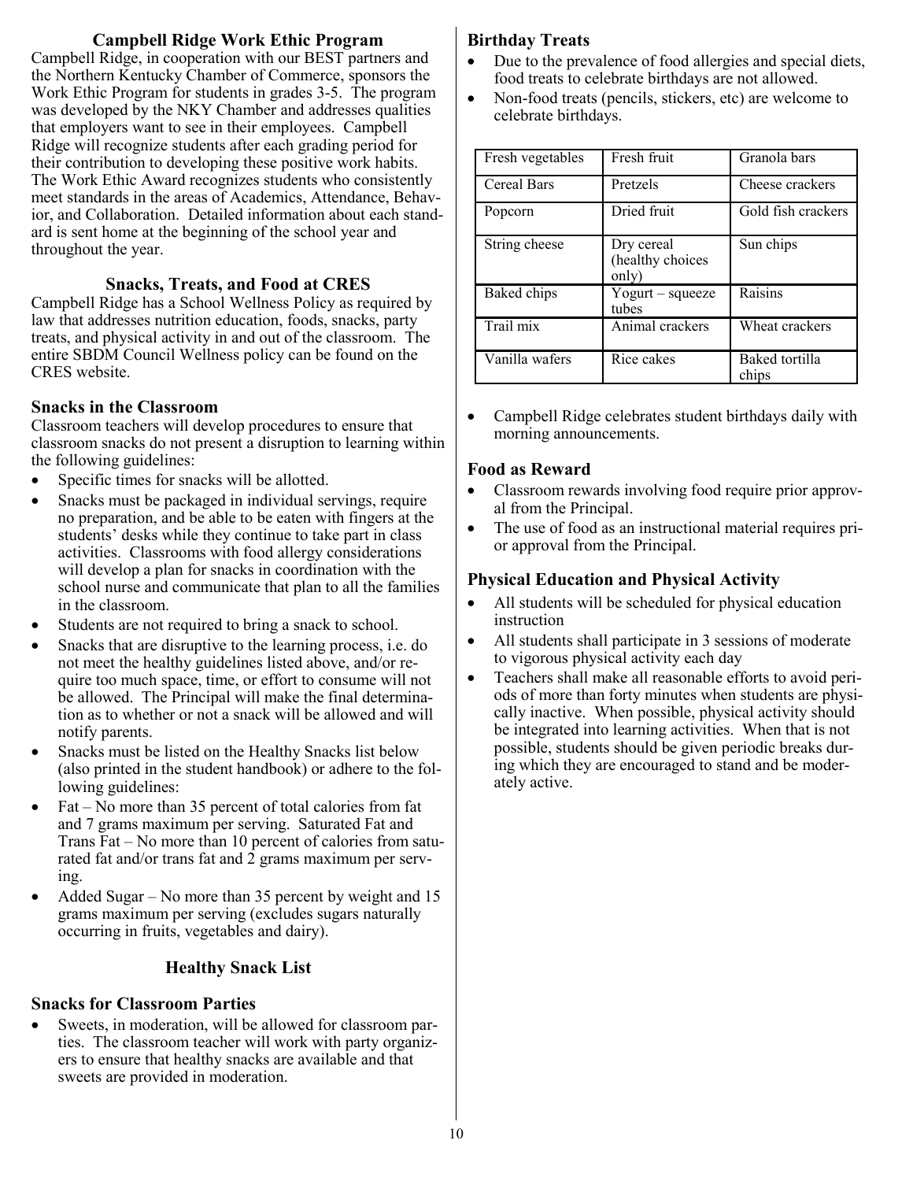## Campbell Ridge Work Ethic Program

Campbell Ridge, in cooperation with our BEST partners and the Northern Kentucky Chamber of Commerce, sponsors the Work Ethic Program for students in grades 3-5. The program was developed by the NKY Chamber and addresses qualities that employers want to see in their employees. Campbell Ridge will recognize students after each grading period for their contribution to developing these positive work habits. The Work Ethic Award recognizes students who consistently meet standards in the areas of Academics, Attendance, Behavior, and Collaboration. Detailed information about each standard is sent home at the beginning of the school year and throughout the year.

## Snacks, Treats, and Food at CRES

Campbell Ridge has a School Wellness Policy as required by law that addresses nutrition education, foods, snacks, party treats, and physical activity in and out of the classroom. The entire SBDM Council Wellness policy can be found on the CRES website.

### Snacks in the Classroom

Classroom teachers will develop procedures to ensure that classroom snacks do not present a disruption to learning within the following guidelines:

- Specific times for snacks will be allotted.
- Snacks must be packaged in individual servings, require no preparation, and be able to be eaten with fingers at the students' desks while they continue to take part in class activities. Classrooms with food allergy considerations will develop a plan for snacks in coordination with the school nurse and communicate that plan to all the families in the classroom.
- Students are not required to bring a snack to school.
- Snacks that are disruptive to the learning process, i.e. do not meet the healthy guidelines listed above, and/or require too much space, time, or effort to consume will not be allowed. The Principal will make the final determination as to whether or not a snack will be allowed and will notify parents.
- Snacks must be listed on the Healthy Snacks list below (also printed in the student handbook) or adhere to the following guidelines:
- Fat – No more than 35 percent of total calories from fat and 7 grams maximum per serving. Saturated Fat and Trans Fat – No more than 10 percent of calories from saturated fat and/or trans fat and 2 grams maximum per serving.
- Added Sugar – No more than 35 percent by weight and 15 grams maximum per serving (excludes sugars naturally occurring in fruits, vegetables and dairy).

## Healthy Snack List

### Snacks for Classroom Parties

- Sweets, in moderation, will be allowed for classroom parties. The classroom teacher will work with party organizers to ensure that healthy snacks are available and that sweets are provided in moderation.

### Birthday Treats

- Due to the prevalence of food allergies and special diets, food treats to celebrate birthdays are not allowed.
- Non-food treats (pencils, stickers, etc) are welcome to celebrate birthdays.

| Fresh vegetables | Fresh fruit | Granola bars |
|---|---|---|
| Cereal Bars | Pretzels | Cheese crackers |
| Popcorn | Dried fruit | Gold fish crackers |
| String cheese | Dry cereal (healthy choices only) | Sun chips |
| Baked chips | Yogurt – squeeze tubes | Raisins |
| Trail mix | Animal crackers | Wheat crackers |
| Vanilla wafers | Rice cakes | Baked tortilla chips |

- Campbell Ridge celebrates student birthdays daily with morning announcements.

### Food as Reward

- Classroom rewards involving food require prior approval from the Principal.
- The use of food as an instructional material requires prior approval from the Principal.

### Physical Education and Physical Activity

- All students will be scheduled for physical education instruction
- All students shall participate in 3 sessions of moderate to vigorous physical activity each day
- Teachers shall make all reasonable efforts to avoid periods of more than forty minutes when students are physically inactive. When possible, physical activity should be integrated into learning activities. When that is not possible, students should be given periodic breaks during which they are encouraged to stand and be moderately active.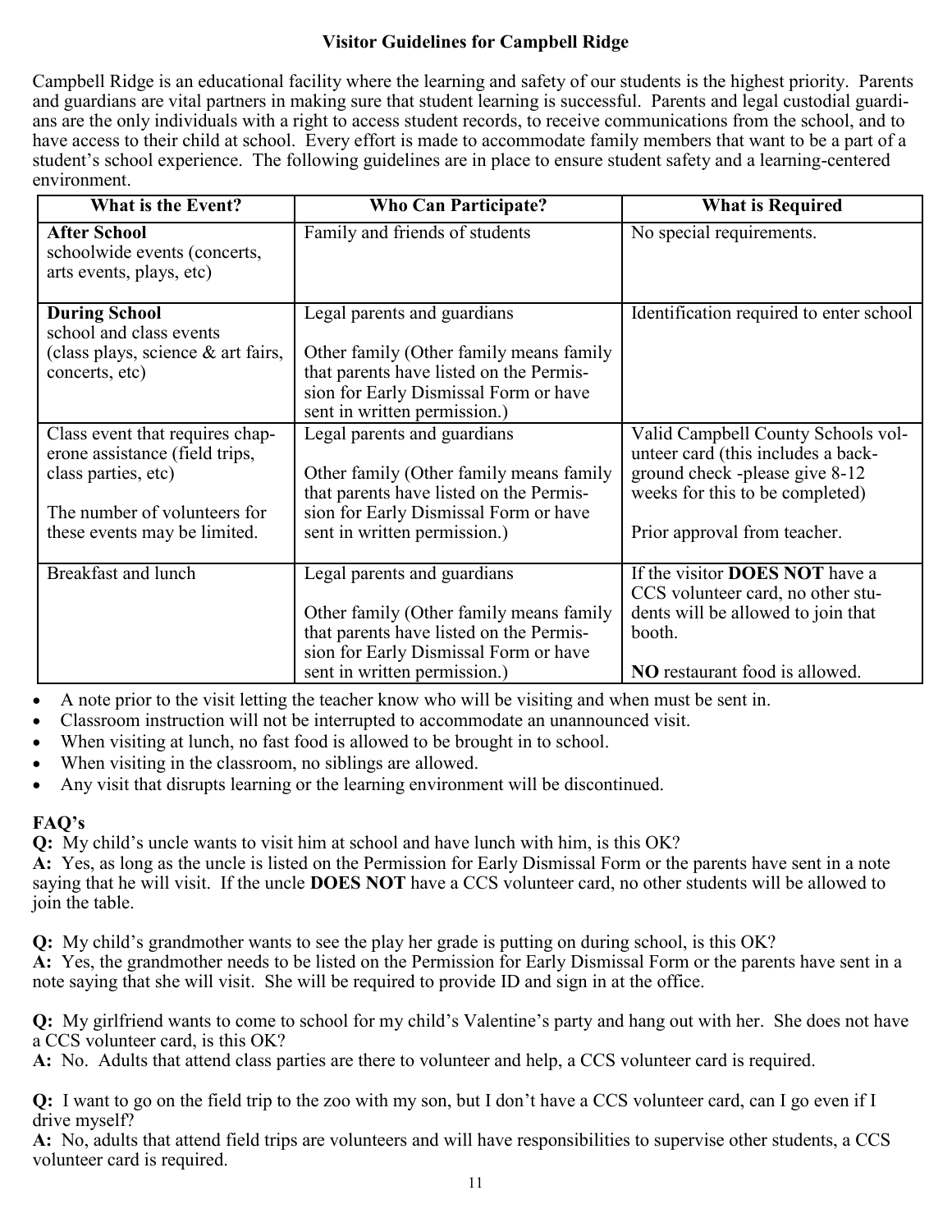**Visitor Guidelines for Campbell Ridge**

Campbell Ridge is an educational facility where the learning and safety of our students is the highest priority. Parents and guardians are vital partners in making sure that student learning is successful. Parents and legal custodial guardians are the only individuals with a right to access student records, to receive communications from the school, and to have access to their child at school. Every effort is made to accommodate family members that want to be a part of a student's school experience. The following guidelines are in place to ensure student safety and a learning-centered environment.

| What is the Event? | Who Can Participate? | What is Required |
|---|---|---|
| **After School**<br>schoolwide events (concerts, arts events, plays, etc) | Family and friends of students | No special requirements. |
| **During School**<br>school and class events (class plays, science & art fairs, concerts, etc) | Legal parents and guardians<br><br>Other family (Other family means family that parents have listed on the Permission for Early Dismissal Form or have sent in written permission.) | Identification required to enter school |
| Class event that requires chaperone assistance (field trips, class parties, etc)<br><br>The number of volunteers for these events may be limited. | Legal parents and guardians<br><br>Other family (Other family means family that parents have listed on the Permission for Early Dismissal Form or have sent in written permission.) | Valid Campbell County Schools volunteer card (this includes a background check -please give 8-12 weeks for this to be completed)<br><br>Prior approval from teacher. |
| Breakfast and lunch | Legal parents and guardians<br><br>Other family (Other family means family that parents have listed on the Permission for Early Dismissal Form or have sent in written permission.) | If the visitor **DOES NOT** have a CCS volunteer card, no other students will be allowed to join that booth.<br><br>**NO** restaurant food is allowed. |

- A note prior to the visit letting the teacher know who will be visiting and when must be sent in.
- Classroom instruction will not be interrupted to accommodate an unannounced visit.
- When visiting at lunch, no fast food is allowed to be brought in to school.
- When visiting in the classroom, no siblings are allowed.
- Any visit that disrupts learning or the learning environment will be discontinued.

**FAQ's**

**Q:** My child's uncle wants to visit him at school and have lunch with him, is this OK?
**A:** Yes, as long as the uncle is listed on the Permission for Early Dismissal Form or the parents have sent in a note saying that he will visit. If the uncle **DOES NOT** have a CCS volunteer card, no other students will be allowed to join the table.

**Q:** My child's grandmother wants to see the play her grade is putting on during school, is this OK?
**A:** Yes, the grandmother needs to be listed on the Permission for Early Dismissal Form or the parents have sent in a note saying that she will visit. She will be required to provide ID and sign in at the office.

**Q:** My girlfriend wants to come to school for my child's Valentine's party and hang out with her. She does not have a CCS volunteer card, is this OK?
**A:** No. Adults that attend class parties are there to volunteer and help, a CCS volunteer card is required.

**Q:** I want to go on the field trip to the zoo with my son, but I don't have a CCS volunteer card, can I go even if I drive myself?
**A:** No, adults that attend field trips are volunteers and will have responsibilities to supervise other students, a CCS volunteer card is required.